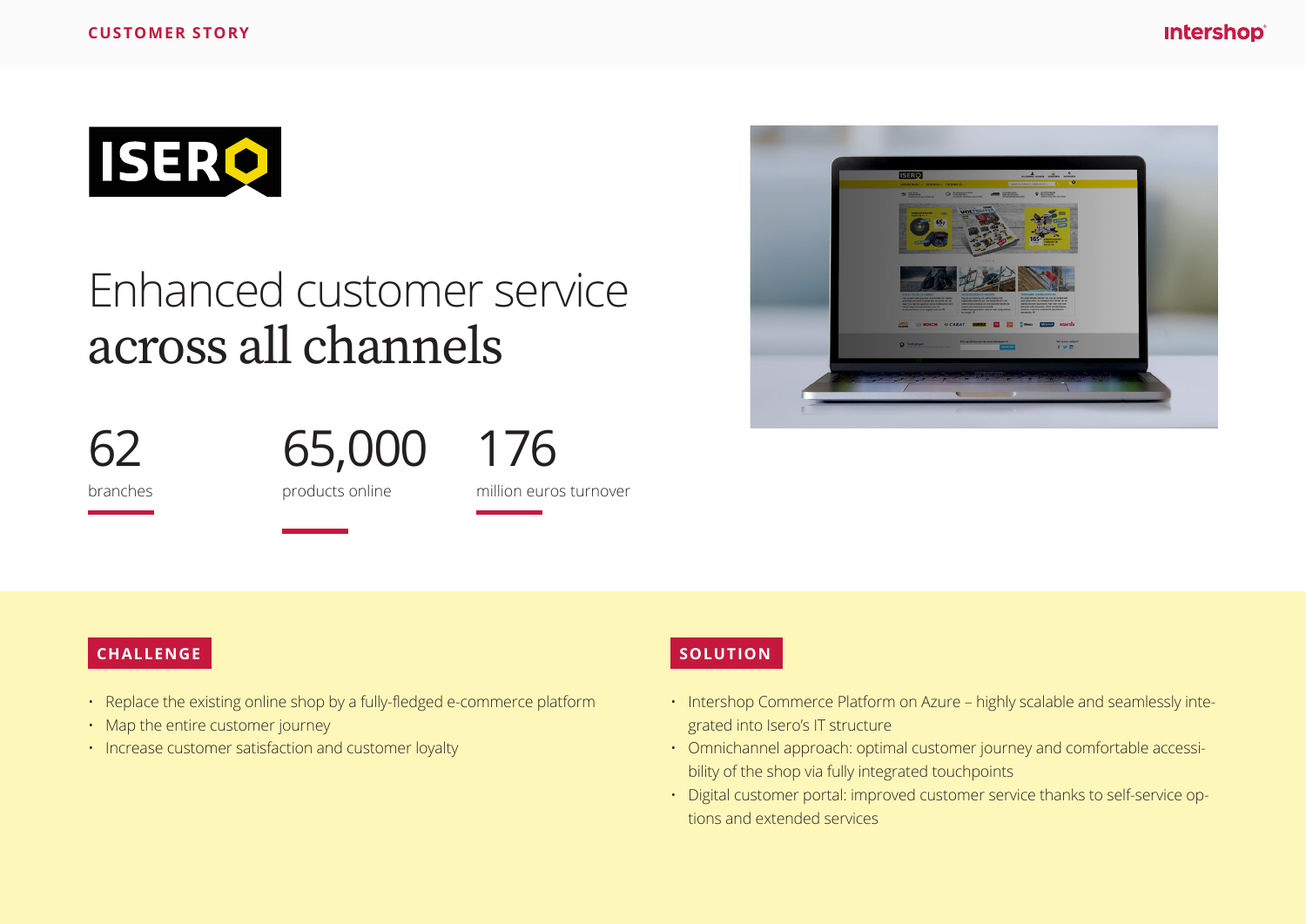CUSTOMER STORY

# Enhanced customer service across all channels

62
branches

65,000
products online

176
million euros turnover

## CHALLENGE

- Replace the existing online shop by a fully-fledged e-commerce platform
- Map the entire customer journey
- Increase customer satisfaction and customer loyalty

## SOLUTION

- Intershop Commerce Platform on Azure – highly scalable and seamlessly integrated into Isero's IT structure
- Omnichannel approach: optimal customer journey and comfortable accessibility of the shop via fully integrated touchpoints
- Digital customer portal: improved customer service thanks to self-service options and extended services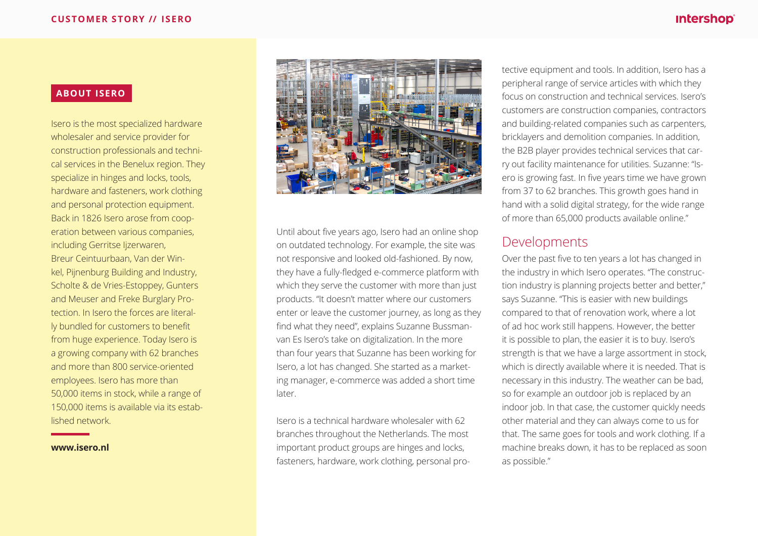## ABOUT ISERO

Isero is the most specialized hardware wholesaler and service provider for construction professionals and technical services in the Benelux region. They specialize in hinges and locks, tools, hardware and fasteners, work clothing and personal protection equipment. Back in 1826 Isero arose from cooperation between various companies, including Gerritse Ijzerwaren, Breur Ceintuurbaan, Van der Winkel, Pijnenburg Building and Industry, Scholte & de Vries-Estoppey, Gunters and Meuser and Freke Burglary Protection. In Isero the forces are literally bundled for customers to benefit from huge experience. Today Isero is a growing company with 62 branches and more than 800 service-oriented employees. Isero has more than 50,000 items in stock, while a range of 150,000 items is available via its established network.

**www.isero.nl**

Until about five years ago, Isero had an online shop on outdated technology. For example, the site was not responsive and looked old-fashioned. By now, they have a fully-fledged e-commerce platform with which they serve the customer with more than just products. "It doesn't matter where our customers enter or leave the customer journey, as long as they find what they need", explains Suzanne Bussman-van Es Isero's take on digitalization. In the more than four years that Suzanne has been working for Isero, a lot has changed. She started as a marketing manager, e-commerce was added a short time later.

Isero is a technical hardware wholesaler with 62 branches throughout the Netherlands. The most important product groups are hinges and locks, fasteners, hardware, work clothing, personal protective equipment and tools. In addition, Isero has a peripheral range of service articles with which they focus on construction and technical services. Isero's customers are construction companies, contractors and building-related companies such as carpenters, bricklayers and demolition companies. In addition, the B2B player provides technical services that carry out facility maintenance for utilities. Suzanne: "Isero is growing fast. In five years time we have grown from 37 to 62 branches. This growth goes hand in hand with a solid digital strategy, for the wide range of more than 65,000 products available online."

## Developments

Over the past five to ten years a lot has changed in the industry in which Isero operates. "The construction industry is planning projects better and better," says Suzanne. "This is easier with new buildings compared to that of renovation work, where a lot of ad hoc work still happens. However, the better it is possible to plan, the easier it is to buy. Isero's strength is that we have a large assortment in stock, which is directly available where it is needed. That is necessary in this industry. The weather can be bad, so for example an outdoor job is replaced by an indoor job. In that case, the customer quickly needs other material and they can always come to us for that. The same goes for tools and work clothing. If a machine breaks down, it has to be replaced as soon as possible."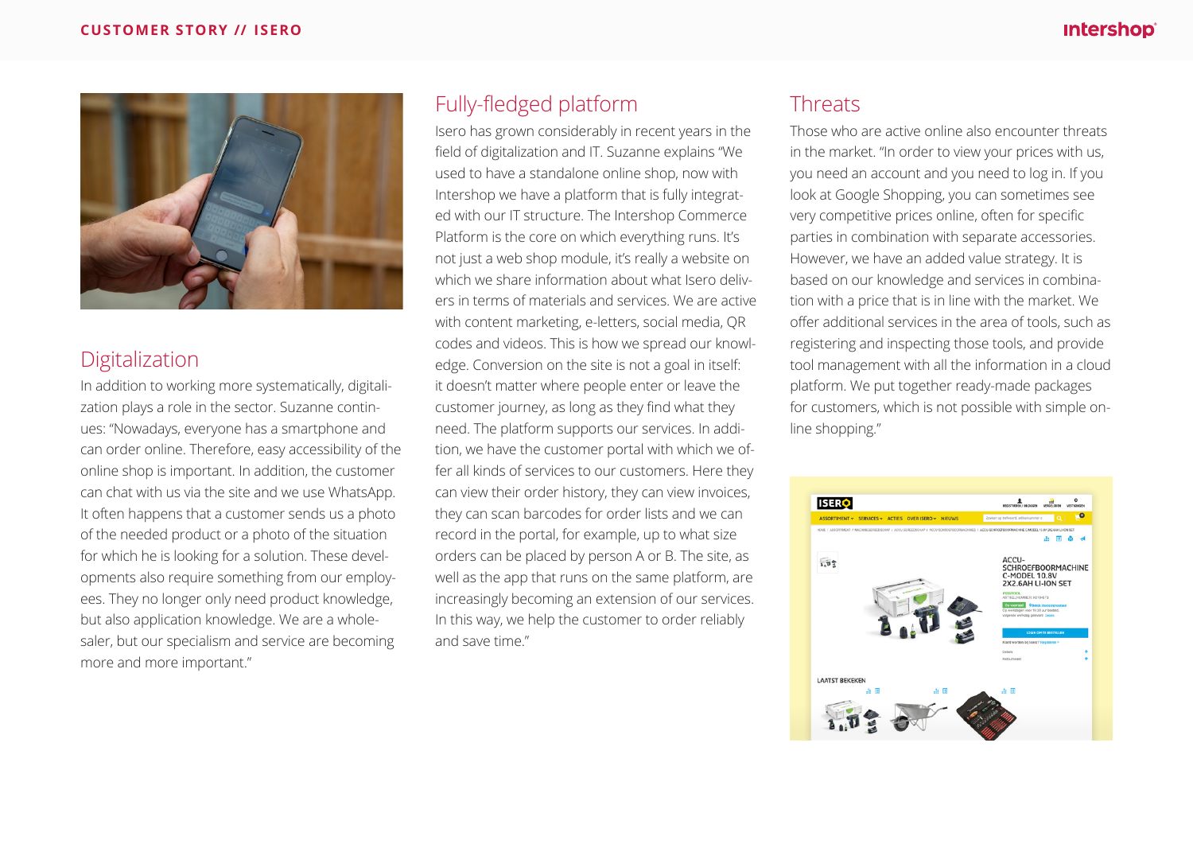## Digitalization

In addition to working more systematically, digitalization plays a role in the sector. Suzanne continues: "Nowadays, everyone has a smartphone and can order online. Therefore, easy accessibility of the online shop is important. In addition, the customer can chat with us via the site and we use WhatsApp. It often happens that a customer sends us a photo of the needed product or a photo of the situation for which he is looking for a solution. These developments also require something from our employees. They no longer only need product knowledge, but also application knowledge. We are a wholesaler, but our specialism and service are becoming more and more important."

## Fully-fledged platform

Isero has grown considerably in recent years in the field of digitalization and IT. Suzanne explains "We used to have a standalone online shop, now with Intershop we have a platform that is fully integrated with our IT structure. The Intershop Commerce Platform is the core on which everything runs. It's not just a web shop module, it's really a website on which we share information about what Isero delivers in terms of materials and services. We are active with content marketing, e-letters, social media, QR codes and videos. This is how we spread our knowledge. Conversion on the site is not a goal in itself: it doesn't matter where people enter or leave the customer journey, as long as they find what they need. The platform supports our services. In addition, we have the customer portal with which we offer all kinds of services to our customers. Here they can view their order history, they can view invoices, they can scan barcodes for order lists and we can record in the portal, for example, up to what size orders can be placed by person A or B. The site, as well as the app that runs on the same platform, are increasingly becoming an extension of our services. In this way, we help the customer to order reliably and save time."

## Threats

Those who are active online also encounter threats in the market. "In order to view your prices with us, you need an account and you need to log in. If you look at Google Shopping, you can sometimes see very competitive prices online, often for specific parties in combination with separate accessories. However, we have an added value strategy. It is based on our knowledge and services in combination with a price that is in line with the market. We offer additional services in the area of tools, such as registering and inspecting those tools, and provide tool management with all the information in a cloud platform. We put together ready-made packages for customers, which is not possible with simple online shopping."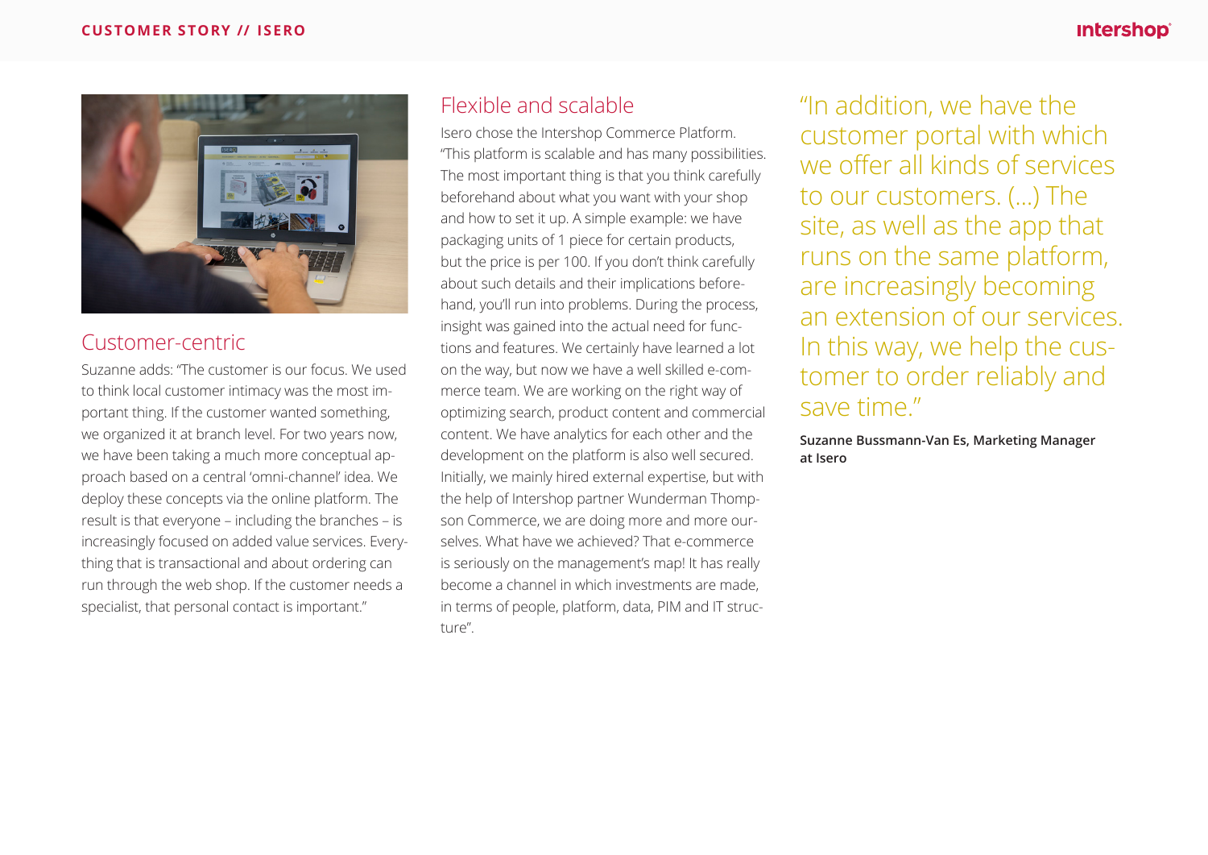## Customer-centric

Suzanne adds: "The customer is our focus. We used to think local customer intimacy was the most important thing. If the customer wanted something, we organized it at branch level. For two years now, we have been taking a much more conceptual approach based on a central 'omni-channel' idea. We deploy these concepts via the online platform. The result is that everyone – including the branches – is increasingly focused on added value services. Everything that is transactional and about ordering can run through the web shop. If the customer needs a specialist, that personal contact is important."

## Flexible and scalable

Isero chose the Intershop Commerce Platform. "This platform is scalable and has many possibilities. The most important thing is that you think carefully beforehand about what you want with your shop and how to set it up. A simple example: we have packaging units of 1 piece for certain products, but the price is per 100. If you don't think carefully about such details and their implications beforehand, you'll run into problems. During the process, insight was gained into the actual need for functions and features. We certainly have learned a lot on the way, but now we have a well skilled e-commerce team. We are working on the right way of optimizing search, product content and commercial content. We have analytics for each other and the development on the platform is also well secured. Initially, we mainly hired external expertise, but with the help of Intershop partner Wunderman Thompson Commerce, we are doing more and more ourselves. What have we achieved? That e-commerce is seriously on the management's map! It has really become a channel in which investments are made, in terms of people, platform, data, PIM and IT structure".

> "In addition, we have the customer portal with which we offer all kinds of services to our customers. (...) The site, as well as the app that runs on the same platform, are increasingly becoming an extension of our services. In this way, we help the customer to order reliably and save time."

**Suzanne Bussmann-Van Es, Marketing Manager at Isero**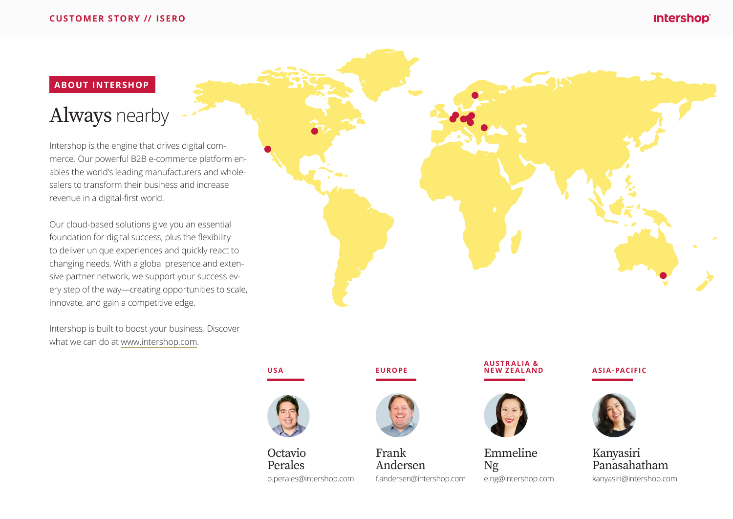ABOUT INTERSHOP

# Always nearby

Intershop is the engine that drives digital commerce. Our powerful B2B e-commerce platform enables the world's leading manufacturers and wholesalers to transform their business and increase revenue in a digital-first world.

Our cloud-based solutions give you an essential foundation for digital success, plus the flexibility to deliver unique experiences and quickly react to changing needs. With a global presence and extensive partner network, we support your success every step of the way—creating opportunities to scale, innovate, and gain a competitive edge.

Intershop is built to boost your business. Discover what we can do at www.intershop.com.

### USA

Octavio Perales
o.perales@intershop.com

### EUROPE

Frank Andersen
f.andersen@intershop.com

### AUSTRALIA & NEW ZEALAND

Emmeline Ng
e.ng@intershop.com

### ASIA-PACIFIC

Kanyasiri Panasahatham
kanyasiri@intershop.com